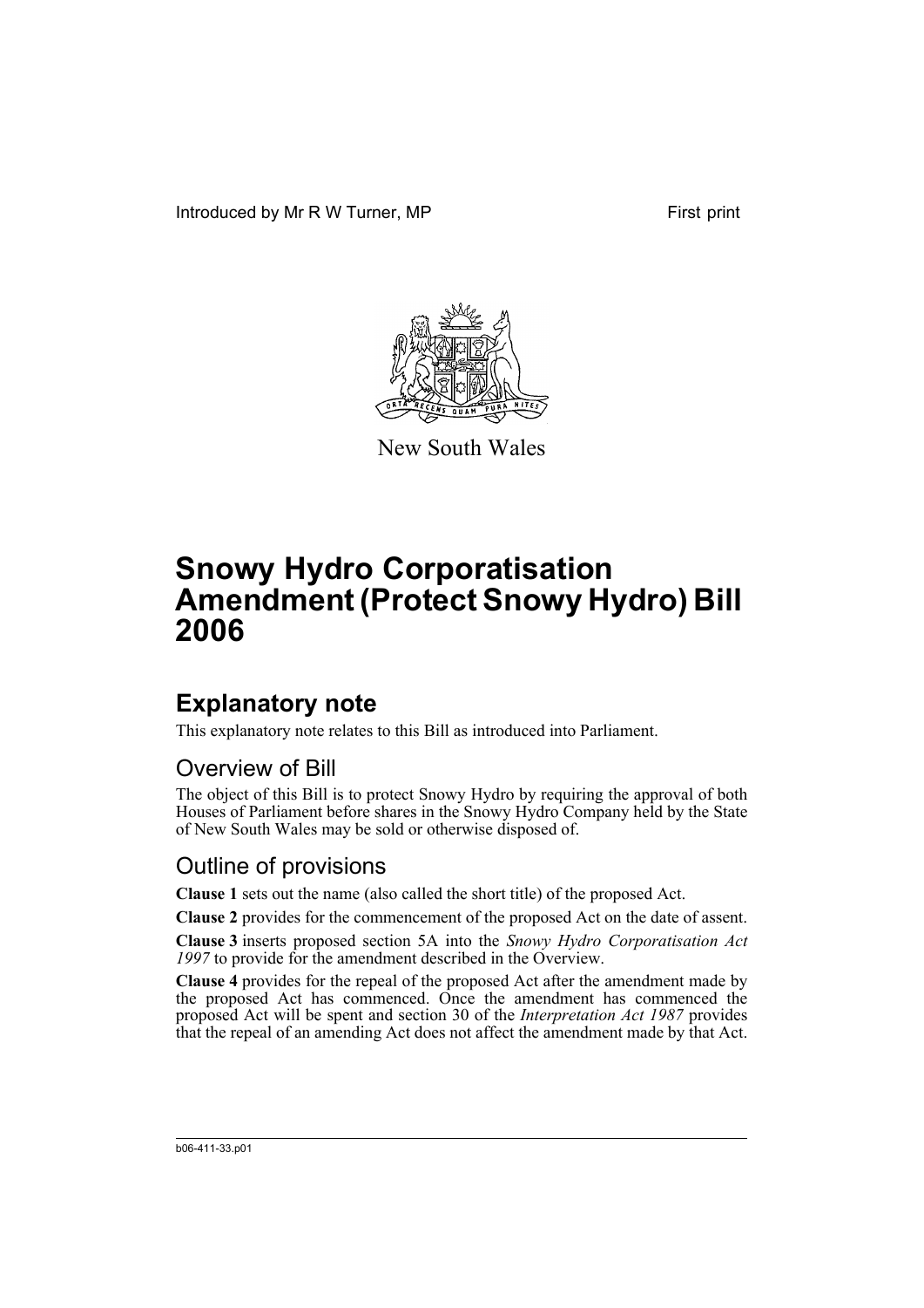Introduced by Mr R W Turner, MP

First print

New South Wales

# Snowy Hydro Corporatisation Amendment (Protect Snowy Hydro) Bill 2006

## Explanatory note

This explanatory note relates to this Bill as introduced into Parliament.

### Overview of Bill

The object of this Bill is to protect Snowy Hydro by requiring the approval of both Houses of Parliament before shares in the Snowy Hydro Company held by the State of New South Wales may be sold or otherwise disposed of.

### Outline of provisions

**Clause 1** sets out the name (also called the short title) of the proposed Act.

**Clause 2** provides for the commencement of the proposed Act on the date of assent.

**Clause 3** inserts proposed section 5A into the *Snowy Hydro Corporatisation Act 1997* to provide for the amendment described in the Overview.

**Clause 4** provides for the repeal of the proposed Act after the amendment made by the proposed Act has commenced. Once the amendment has commenced the proposed Act will be spent and section 30 of the *Interpretation Act 1987* provides that the repeal of an amending Act does not affect the amendment made by that Act.

b06-411-33.p01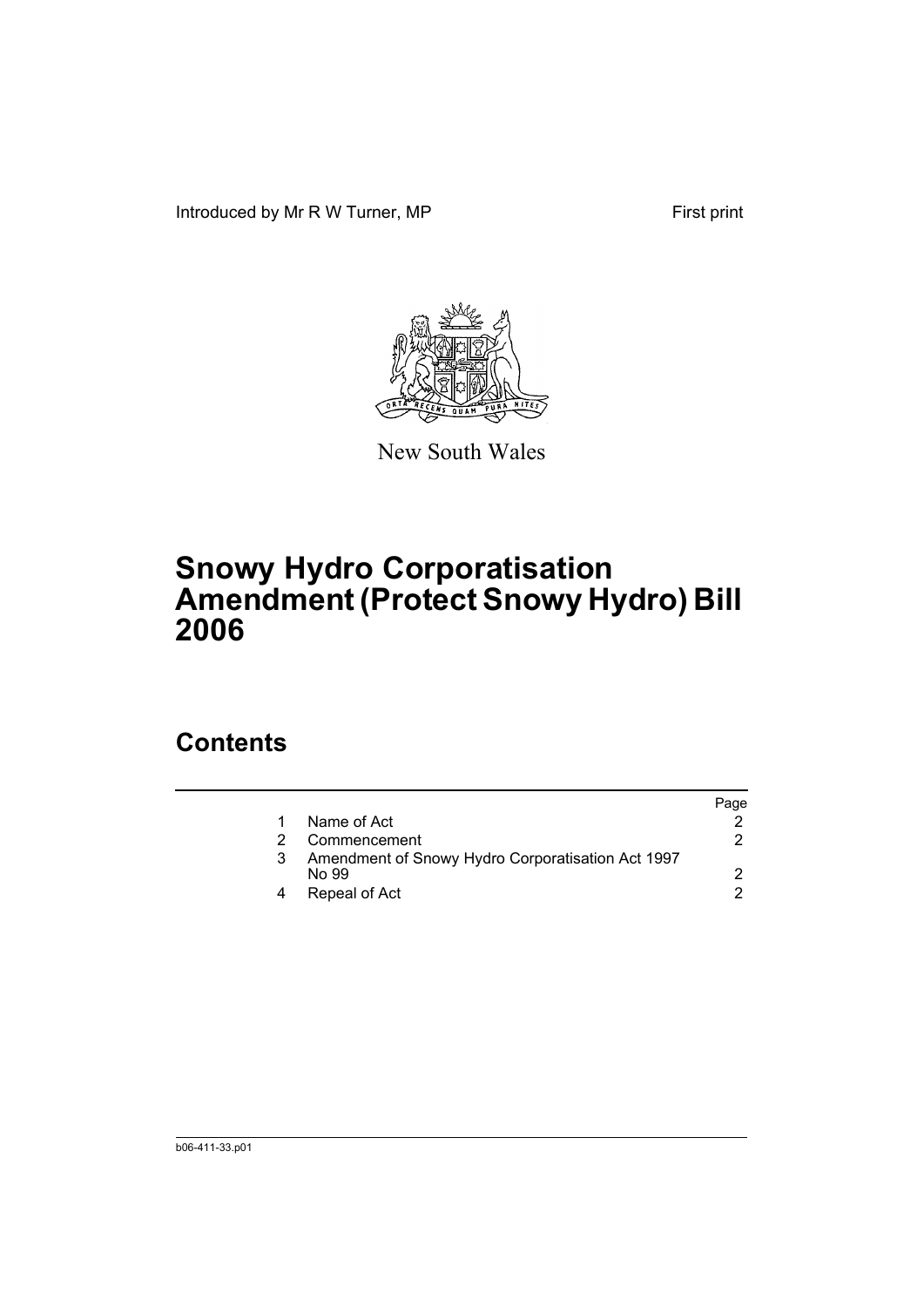Introduced by Mr R W Turner, MP

First print

New South Wales

# Snowy Hydro Corporatisation Amendment (Protect Snowy Hydro) Bill 2006

## Contents

| | | Page |
|---|---|---|
| 1 | Name of Act | 2 |
| 2 | Commencement | 2 |
| 3 | Amendment of Snowy Hydro Corporatisation Act 1997 No 99 | 2 |
| 4 | Repeal of Act | 2 |

b06-411-33.p01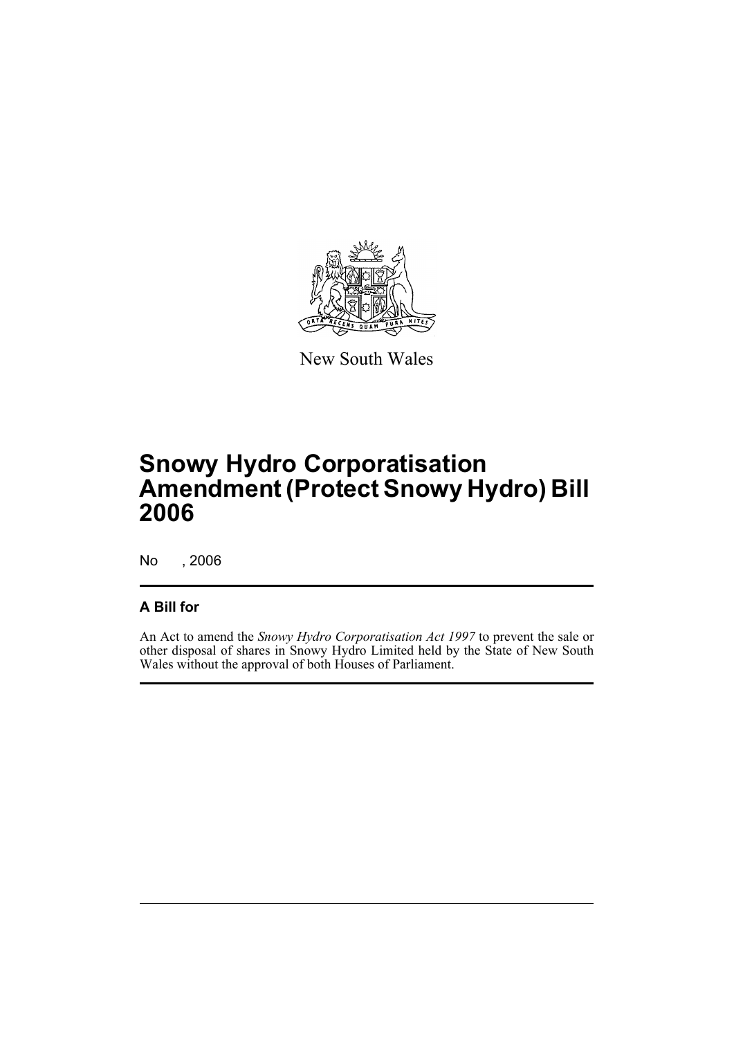New South Wales

# Snowy Hydro Corporatisation Amendment (Protect Snowy Hydro) Bill 2006

No , 2006

## A Bill for

An Act to amend the *Snowy Hydro Corporatisation Act 1997* to prevent the sale or other disposal of shares in Snowy Hydro Limited held by the State of New South Wales without the approval of both Houses of Parliament.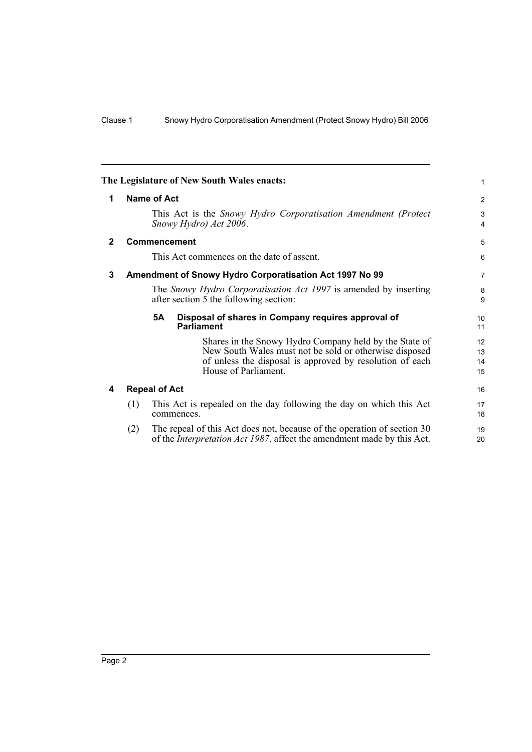**The Legislature of New South Wales enacts:**

## 1 Name of Act

This Act is the *Snowy Hydro Corporatisation Amendment (Protect Snowy Hydro) Act 2006*.

## 2 Commencement

This Act commences on the date of assent.

## 3 Amendment of Snowy Hydro Corporatisation Act 1997 No 99

The *Snowy Hydro Corporatisation Act 1997* is amended by inserting after section 5 the following section:

### 5A Disposal of shares in Company requires approval of Parliament

Shares in the Snowy Hydro Company held by the State of New South Wales must not be sold or otherwise disposed of unless the disposal is approved by resolution of each House of Parliament.

## 4 Repeal of Act

(1) This Act is repealed on the day following the day on which this Act commences.

(2) The repeal of this Act does not, because of the operation of section 30 of the *Interpretation Act 1987*, affect the amendment made by this Act.